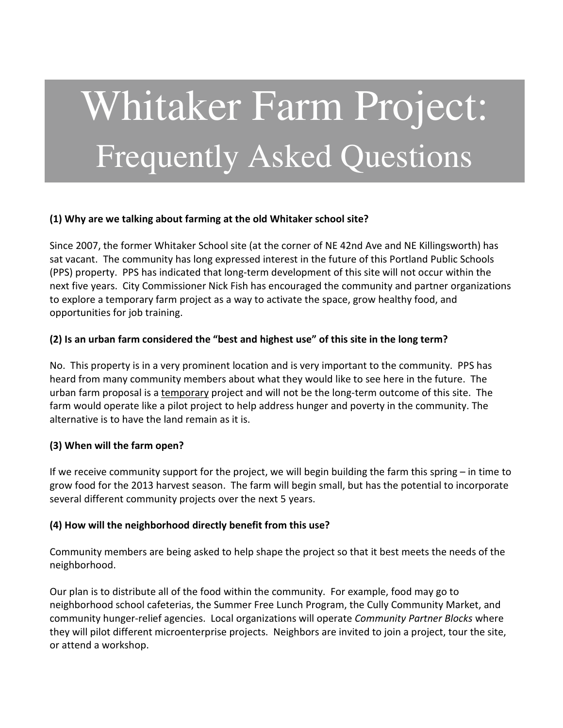# Whitaker Farm Project:
## Frequently Asked Questions

**(1) Why are we talking about farming at the old Whitaker school site?**

Since 2007, the former Whitaker School site (at the corner of NE 42nd Ave and NE Killingsworth) has sat vacant. The community has long expressed interest in the future of this Portland Public Schools (PPS) property. PPS has indicated that long-term development of this site will not occur within the next five years. City Commissioner Nick Fish has encouraged the community and partner organizations to explore a temporary farm project as a way to activate the space, grow healthy food, and opportunities for job training.

**(2) Is an urban farm considered the "best and highest use" of this site in the long term?**

No. This property is in a very prominent location and is very important to the community. PPS has heard from many community members about what they would like to see here in the future. The urban farm proposal is a <u>temporary</u> project and will not be the long-term outcome of this site. The farm would operate like a pilot project to help address hunger and poverty in the community. The alternative is to have the land remain as it is.

**(3) When will the farm open?**

If we receive community support for the project, we will begin building the farm this spring – in time to grow food for the 2013 harvest season. The farm will begin small, but has the potential to incorporate several different community projects over the next 5 years.

**(4) How will the neighborhood directly benefit from this use?**

Community members are being asked to help shape the project so that it best meets the needs of the neighborhood.

Our plan is to distribute all of the food within the community. For example, food may go to neighborhood school cafeterias, the Summer Free Lunch Program, the Cully Community Market, and community hunger-relief agencies. Local organizations will operate *Community Partner Blocks* where they will pilot different microenterprise projects. Neighbors are invited to join a project, tour the site, or attend a workshop.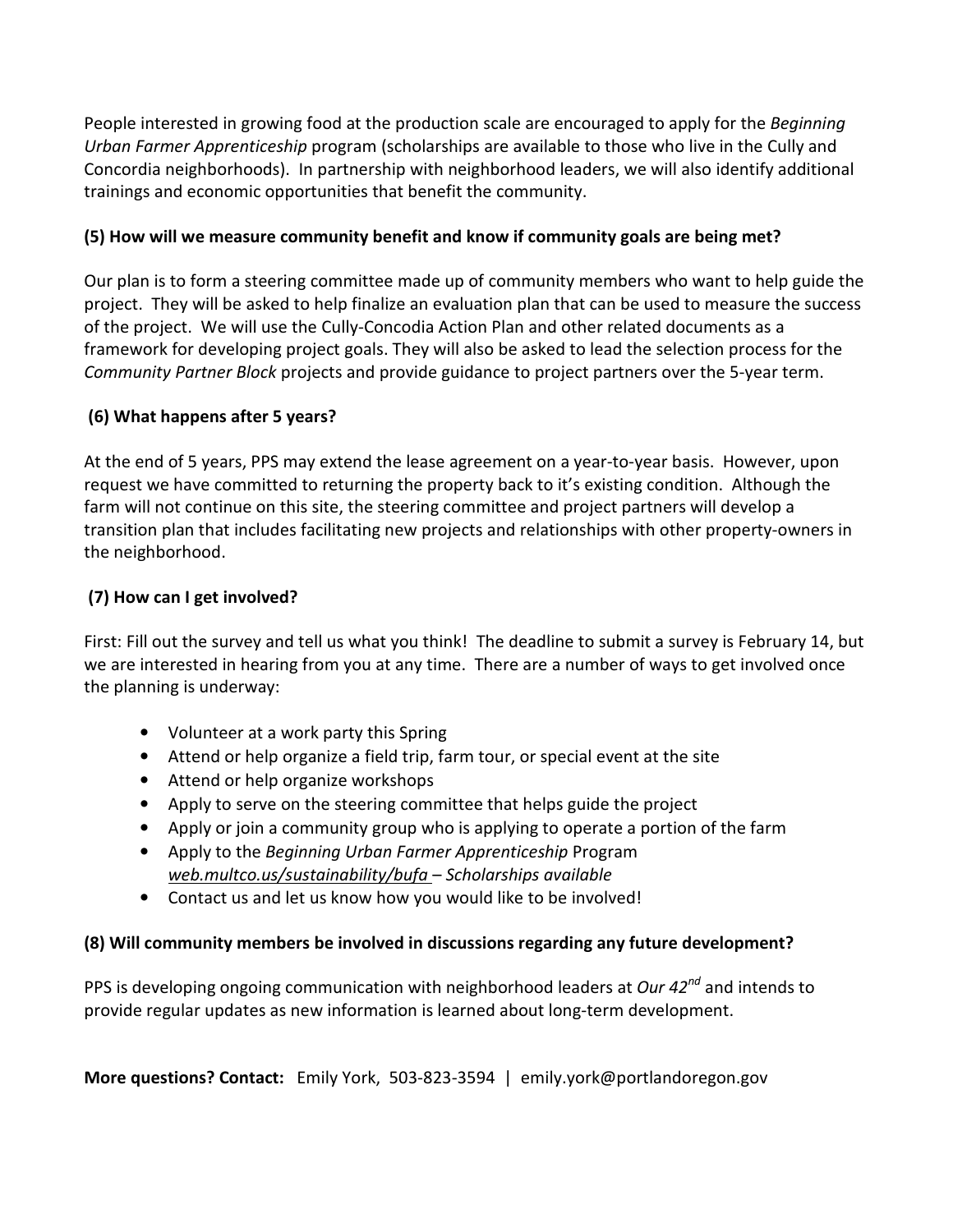People interested in growing food at the production scale are encouraged to apply for the *Beginning Urban Farmer Apprenticeship* program (scholarships are available to those who live in the Cully and Concordia neighborhoods). In partnership with neighborhood leaders, we will also identify additional trainings and economic opportunities that benefit the community.

**(5) How will we measure community benefit and know if community goals are being met?**

Our plan is to form a steering committee made up of community members who want to help guide the project. They will be asked to help finalize an evaluation plan that can be used to measure the success of the project. We will use the Cully-Concodia Action Plan and other related documents as a framework for developing project goals. They will also be asked to lead the selection process for the *Community Partner Block* projects and provide guidance to project partners over the 5-year term.

**(6) What happens after 5 years?**

At the end of 5 years, PPS may extend the lease agreement on a year-to-year basis. However, upon request we have committed to returning the property back to it's existing condition. Although the farm will not continue on this site, the steering committee and project partners will develop a transition plan that includes facilitating new projects and relationships with other property-owners in the neighborhood.

**(7) How can I get involved?**

First: Fill out the survey and tell us what you think! The deadline to submit a survey is February 14, but we are interested in hearing from you at any time. There are a number of ways to get involved once the planning is underway:

- Volunteer at a work party this Spring
- Attend or help organize a field trip, farm tour, or special event at the site
- Attend or help organize workshops
- Apply to serve on the steering committee that helps guide the project
- Apply or join a community group who is applying to operate a portion of the farm
- Apply to the *Beginning Urban Farmer Apprenticeship* Program *web.multco.us/sustainability/bufa – Scholarships available*
- Contact us and let us know how you would like to be involved!

**(8) Will community members be involved in discussions regarding any future development?**

PPS is developing ongoing communication with neighborhood leaders at *Our 42nd* and intends to provide regular updates as new information is learned about long-term development.

**More questions? Contact:** Emily York, 503-823-3594 | emily.york@portlandoregon.gov